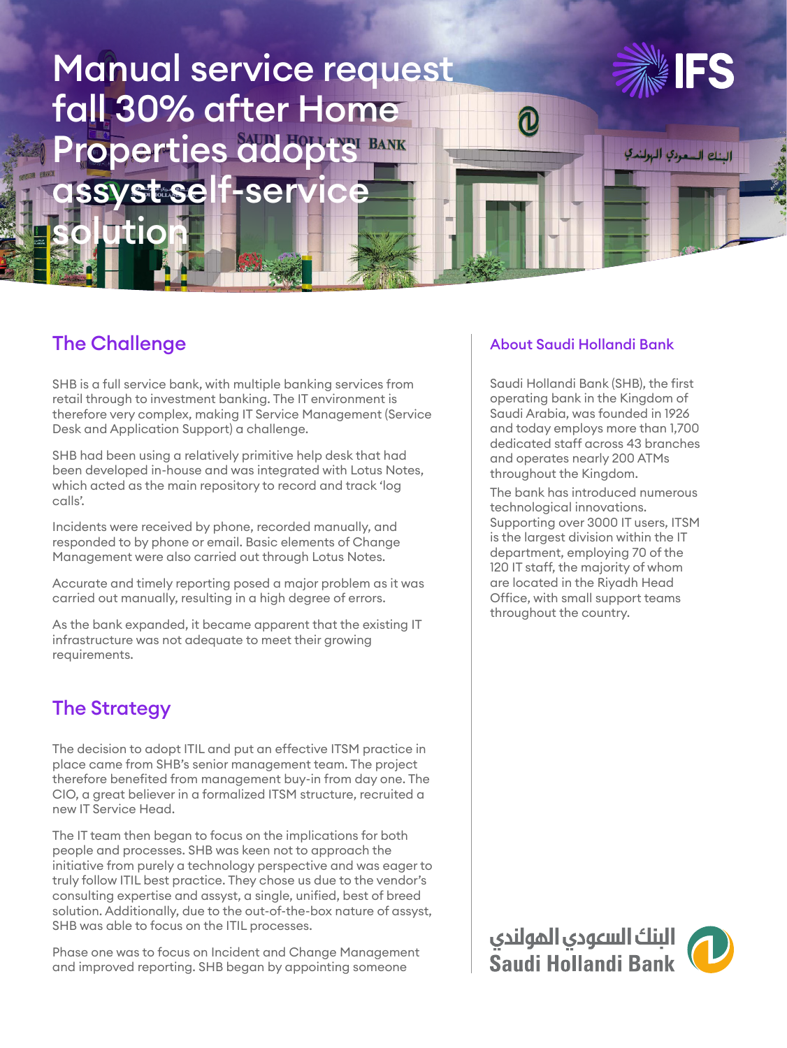# Manual service request fall 30% after Home Properties adopts assyst self-service solution

## The Challenge

SHB is a full service bank, with multiple banking services from retail through to investment banking. The IT environment is therefore very complex, making IT Service Management (Service Desk and Application Support) a challenge.

SHB had been using a relatively primitive help desk that had been developed in-house and was integrated with Lotus Notes, which acted as the main repository to record and track 'log calls'.

Incidents were received by phone, recorded manually, and responded to by phone or email. Basic elements of Change Management were also carried out through Lotus Notes.

Accurate and timely reporting posed a major problem as it was carried out manually, resulting in a high degree of errors.

As the bank expanded, it became apparent that the existing IT infrastructure was not adequate to meet their growing requirements.

## The Strategy

The decision to adopt ITIL and put an effective ITSM practice in place came from SHB's senior management team. The project therefore benefited from management buy-in from day one. The CIO, a great believer in a formalized ITSM structure, recruited a new IT Service Head.

The IT team then began to focus on the implications for both people and processes. SHB was keen not to approach the initiative from purely a technology perspective and was eager to truly follow ITIL best practice. They chose us due to the vendor's consulting expertise and assyst, a single, unified, best of breed solution. Additionally, due to the out-of-the-box nature of assyst, SHB was able to focus on the ITIL processes.

Phase one was to focus on Incident and Change Management and improved reporting. SHB began by appointing someone

### About Saudi Hollandi Bank

Saudi Hollandi Bank (SHB), the first operating bank in the Kingdom of Saudi Arabia, was founded in 1926 and today employs more than 1,700 dedicated staff across 43 branches and operates nearly 200 ATMs throughout the Kingdom.

The bank has introduced numerous technological innovations. Supporting over 3000 IT users, ITSM is the largest division within the IT department, employing 70 of the 120 IT staff, the majority of whom are located in the Riyadh Head Office, with small support teams throughout the country.

البنك السعودي الهولندي
Saudi Hollandi Bank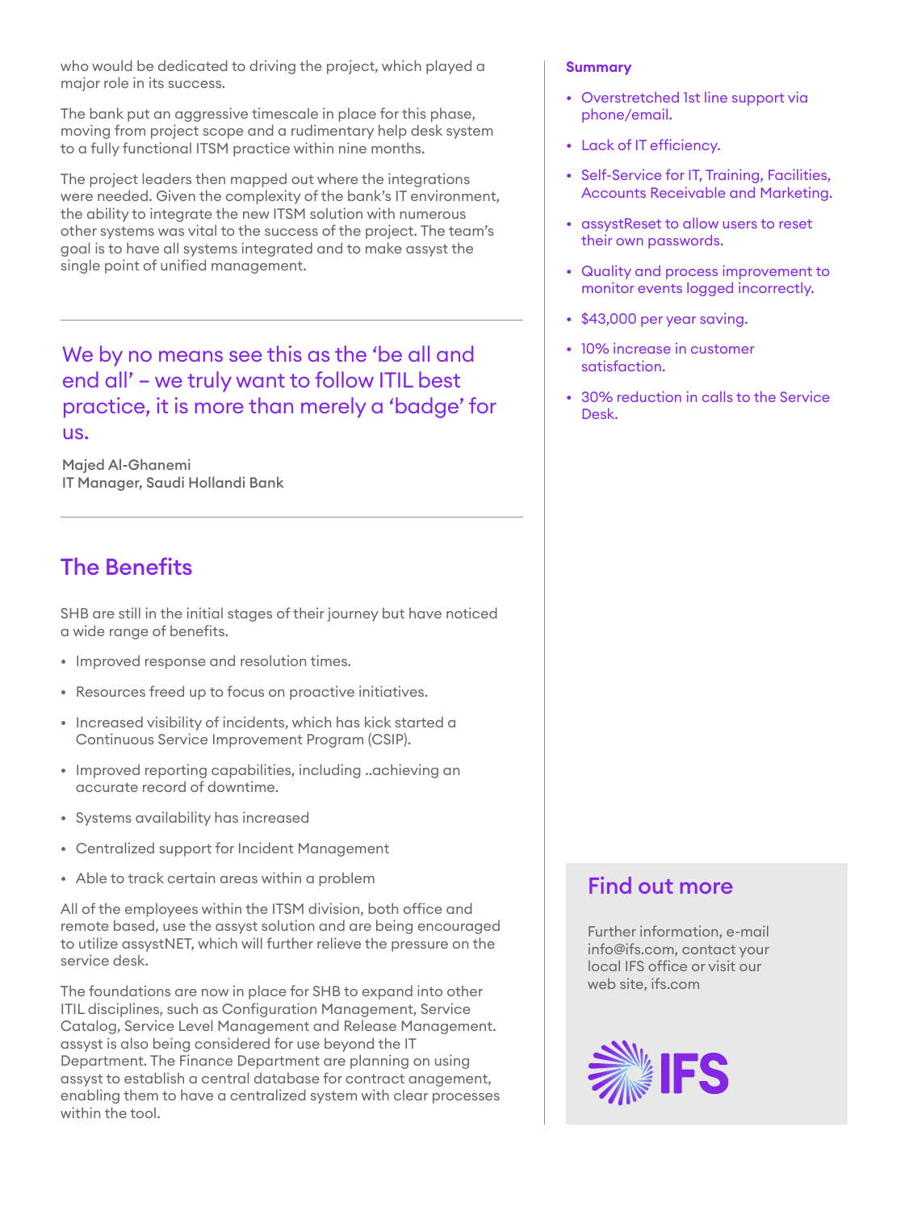who would be dedicated to driving the project, which played a major role in its success.

The bank put an aggressive timescale in place for this phase, moving from project scope and a rudimentary help desk system to a fully functional ITSM practice within nine months.

The project leaders then mapped out where the integrations were needed. Given the complexity of the bank's IT environment, the ability to integrate the new ITSM solution with numerous other systems was vital to the success of the project. The team's goal is to have all systems integrated and to make assyst the single point of unified management.

> We by no means see this as the 'be all and end all' – we truly want to follow ITIL best practice, it is more than merely a 'badge' for us.
>
> Majed Al-Ghanemi
> IT Manager, Saudi Hollandi Bank

## The Benefits

SHB are still in the initial stages of their journey but have noticed a wide range of benefits.

- Improved response and resolution times.
- Resources freed up to focus on proactive initiatives.
- Increased visibility of incidents, which has kick started a Continuous Service Improvement Program (CSIP).
- Improved reporting capabilities, including ..achieving an accurate record of downtime.
- Systems availability has increased
- Centralized support for Incident Management
- Able to track certain areas within a problem

All of the employees within the ITSM division, both office and remote based, use the assyst solution and are being encouraged to utilize assystNET, which will further relieve the pressure on the service desk.

The foundations are now in place for SHB to expand into other ITIL disciplines, such as Configuration Management, Service Catalog, Service Level Management and Release Management. assyst is also being considered for use beyond the IT Department. The Finance Department are planning on using assyst to establish a central database for contract agement, enabling them to have a centralized system with clear processes within the tool.

**Summary**

- Overstretched 1st line support via phone/email.
- Lack of IT efficiency.
- Self-Service for IT, Training, Facilities, Accounts Receivable and Marketing.
- assystReset to allow users to reset their own passwords.
- Quality and process improvement to monitor events logged incorrectly.
- $43,000 per year saving.
- 10% increase in customer satisfaction.
- 30% reduction in calls to the Service Desk.

## Find out more

Further information, e-mail info@ifs.com, contact your local IFS office or visit our web site, ifs.com

IFS